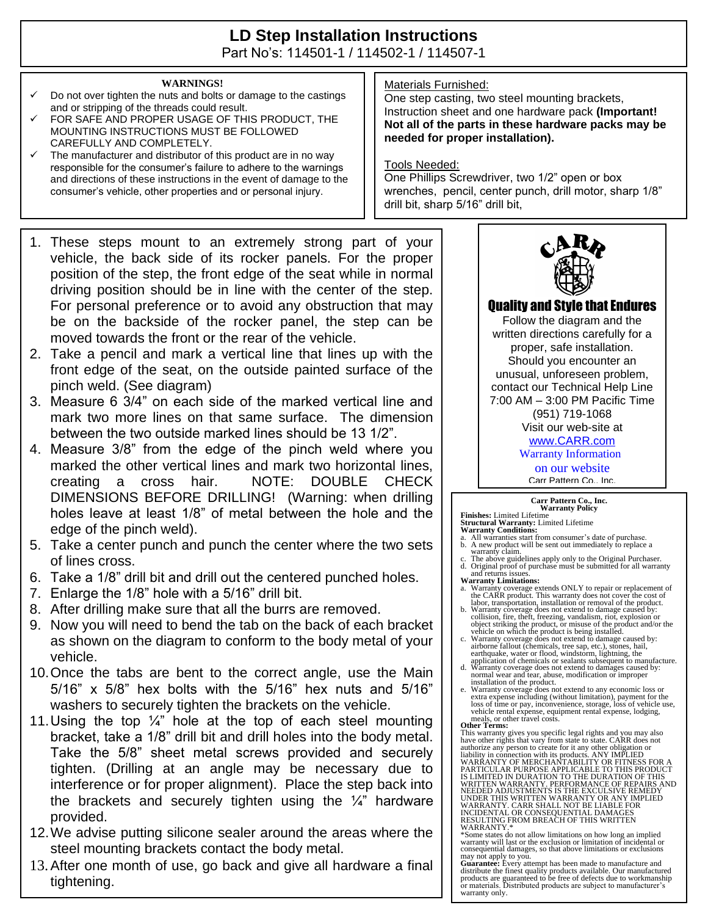# LD Step Installation Instructions

Part No's: 114501-1 / 114502-1 / 114507-1

**WARNINGS!**

- ✓ Do not over tighten the nuts and bolts or damage to the castings and or stripping of the threads could result.
- ✓ FOR SAFE AND PROPER USAGE OF THIS PRODUCT, THE MOUNTING INSTRUCTIONS MUST BE FOLLOWED CAREFULLY AND COMPLETELY.
- ✓ The manufacturer and distributor of this product are in no way responsible for the consumer's failure to adhere to the warnings and directions of these instructions in the event of damage to the consumer's vehicle, other properties and or personal injury.

Materials Furnished:
One step casting, two steel mounting brackets, Instruction sheet and one hardware pack **(Important! Not all of the parts in these hardware packs may be needed for proper installation).**

Tools Needed:
One Phillips Screwdriver, two 1/2" open or box wrenches, pencil, center punch, drill motor, sharp 1/8" drill bit, sharp 5/16" drill bit,

1. These steps mount to an extremely strong part of your vehicle, the back side of its rocker panels. For the proper position of the step, the front edge of the seat while in normal driving position should be in line with the center of the step. For personal preference or to avoid any obstruction that may be on the backside of the rocker panel, the step can be moved towards the front or the rear of the vehicle.
2. Take a pencil and mark a vertical line that lines up with the front edge of the seat, on the outside painted surface of the pinch weld. (See diagram)
3. Measure 6 3/4" on each side of the marked vertical line and mark two more lines on that same surface. The dimension between the two outside marked lines should be 13 1/2".
4. Measure 3/8" from the edge of the pinch weld where you marked the other vertical lines and mark two horizontal lines, creating a cross hair. NOTE: DOUBLE CHECK DIMENSIONS BEFORE DRILLING! (Warning: when drilling holes leave at least 1/8" of metal between the hole and the edge of the pinch weld).
5. Take a center punch and punch the center where the two sets of lines cross.
6. Take a 1/8" drill bit and drill out the centered punched holes.
7. Enlarge the 1/8" hole with a 5/16" drill bit.
8. After drilling make sure that all the burrs are removed.
9. Now you will need to bend the tab on the back of each bracket as shown on the diagram to conform to the body metal of your vehicle.
10. Once the tabs are bent to the correct angle, use the Main 5/16" x 5/8" hex bolts with the 5/16" hex nuts and 5/16" washers to securely tighten the brackets on the vehicle.
11. Using the top ¼" hole at the top of each steel mounting bracket, take a 1/8" drill bit and drill holes into the body metal. Take the 5/8" sheet metal screws provided and securely tighten. (Drilling at an angle may be necessary due to interference or for proper alignment). Place the step back into the brackets and securely tighten using the ¼" hardware provided.
12. We advise putting silicone sealer around the areas where the steel mounting brackets contact the body metal.
13. After one month of use, go back and give all hardware a final tightening.

CARR

**Quality and Style that Endures**

Follow the diagram and the written directions carefully for a proper, safe installation. Should you encounter an unusual, unforeseen problem, contact our Technical Help Line 7:00 AM – 3:00 PM Pacific Time (951) 719-1068
Visit our web-site at www.CARR.com
Warranty Information on our website
Carr Pattern Co., Inc.

**Carr Pattern Co., Inc.**
**Warranty Policy**

**Finishes:** Limited Lifetime
**Structural Warranty:** Limited Lifetime
**Warranty Conditions:**

a. All warranties start from consumer's date of purchase.
b. A new product will be sent out immediately to replace a warranty claim.
c. The above guidelines apply only to the Original Purchaser.
d. Original proof of purchase must be submitted for all warranty and returns issues.

**Warranty Limitations:**

a. Warranty coverage extends ONLY to repair or replacement of the CARR product. This warranty does not cover the cost of labor, transportation, installation or removal of the product.
b. Warranty coverage does not extend to damage caused by: collision, fire, theft, freezing, vandalism, riot, explosion or object striking the product, or misuse of the product and/or the vehicle on which the product is being installed.
c. Warranty coverage does not extend to damage caused by: airborne fallout (chemicals, tree sap, etc.), stones, hail, earthquake, water or flood, windstorm, lightning, the application of chemicals or sealants subsequent to manufacture.
d. Warranty coverage does not extend to damages caused by: normal wear and tear, abuse, modification or improper installation of the product.
e. Warranty coverage does not extend to any economic loss or extra expense including (without limitation), payment for the loss of time or pay, inconvenience, storage, loss of vehicle use, vehicle rental expense, equipment rental expense, lodging, meals, or other travel costs.

**Other Terms:**
This warranty gives you specific legal rights and you may also have other rights that vary from state to state. CARR does not authorize any person to create for it any other obligation or liability in connection with its products. ANY IMPLIED WARRANTY OF MERCHANTABILITY OR FITNESS FOR A PARTICULAR PURPOSE APPLICABLE TO THIS PRODUCT IS LIMITED IN DURATION TO THE DURATION OF THIS WRITTEN WARRANTY. PERFORMANCE OF REPAIRS AND NEEDED ADJUSTMENTS IS THE EXCULSIVE REMEDY UNDER THIS WRITTEN WARRANTY OR ANY IMPLIED WARRANTY. CARR SHALL NOT BE LIABLE FOR INCIDENTAL OR CONSEQUENTIAL DAMAGES RESULTING FROM BREACH OF THIS WRITTEN WARRANTY.*
*Some states do not allow limitations on how long an implied warranty will last or the exclusion or limitation of incidental or consequential damages, so that above limitations or exclusions may not apply to you.
**Guarantee:** Every attempt has been made to manufacture and distribute the finest quality products available. Our manufactured products are guaranteed to be free of defects due to workmanship or materials. Distributed products are subject to manufacturer's warranty only.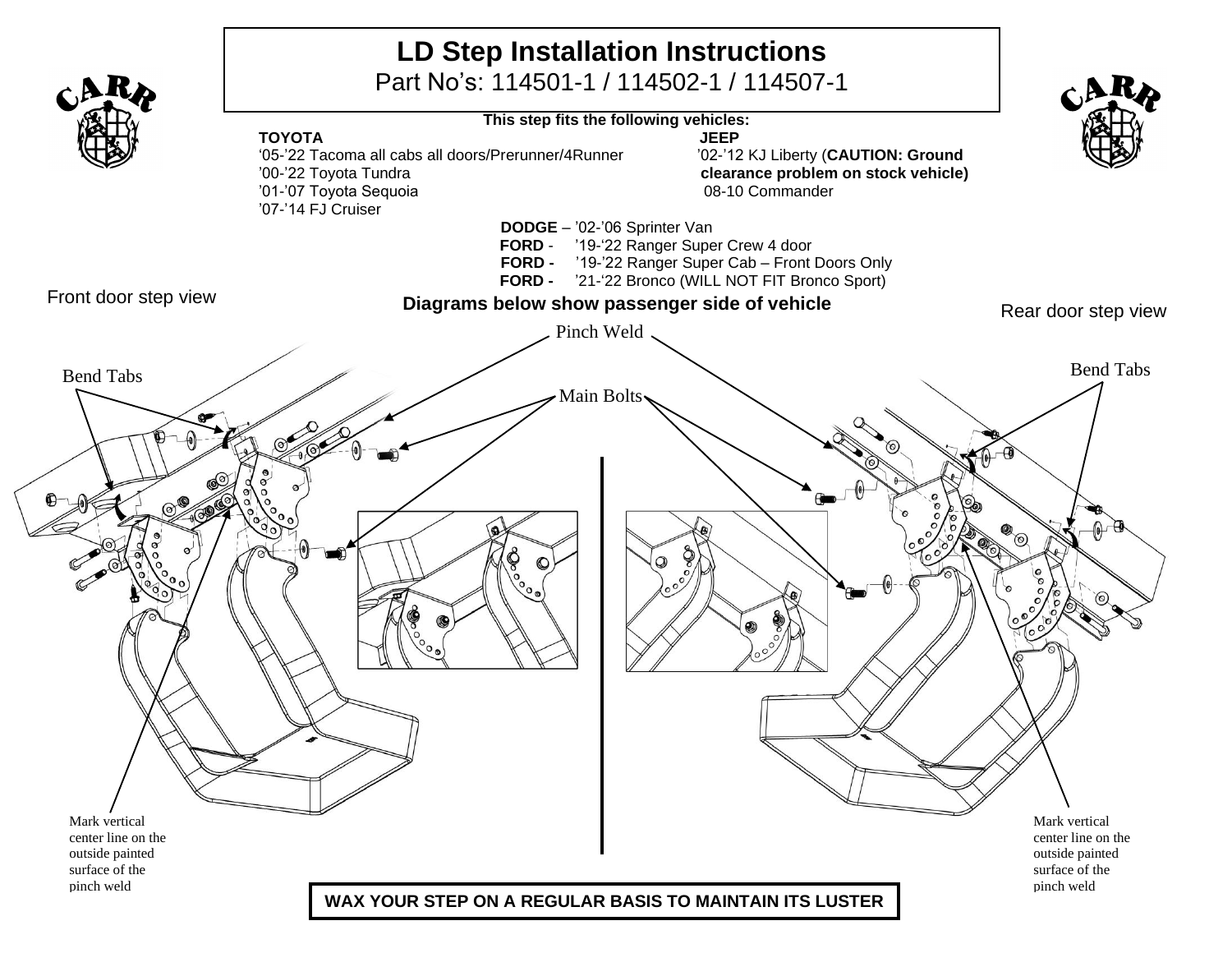# LD Step Installation Instructions

Part No's: 114501-1 / 114502-1 / 114507-1

**This step fits the following vehicles:**

**TOYOTA**
- '05-'22 Tacoma all cabs all doors/Prerunner/4Runner
- '00-'22 Toyota Tundra
- '01-'07 Toyota Sequoia
- '07-'14 FJ Cruiser

**JEEP**
- '02-'12 KJ Liberty (**CAUTION: Ground clearance problem on stock vehicle)**
- 08-10 Commander

**DODGE** – '02-'06 Sprinter Van
**FORD** - '19-'22 Ranger Super Crew 4 door
**FORD -** '19-'22 Ranger Super Cab – Front Doors Only
**FORD -** '21-'22 Bronco (WILL NOT FIT Bronco Sport)

**Diagrams below show passenger side of vehicle**

Front door step view

Rear door step view

Pinch Weld

Main Bolts

Bend Tabs

Bend Tabs

Mark vertical center line on the outside painted surface of the pinch weld

Mark vertical center line on the outside painted surface of the pinch weld

**WAX YOUR STEP ON A REGULAR BASIS TO MAINTAIN ITS LUSTER**